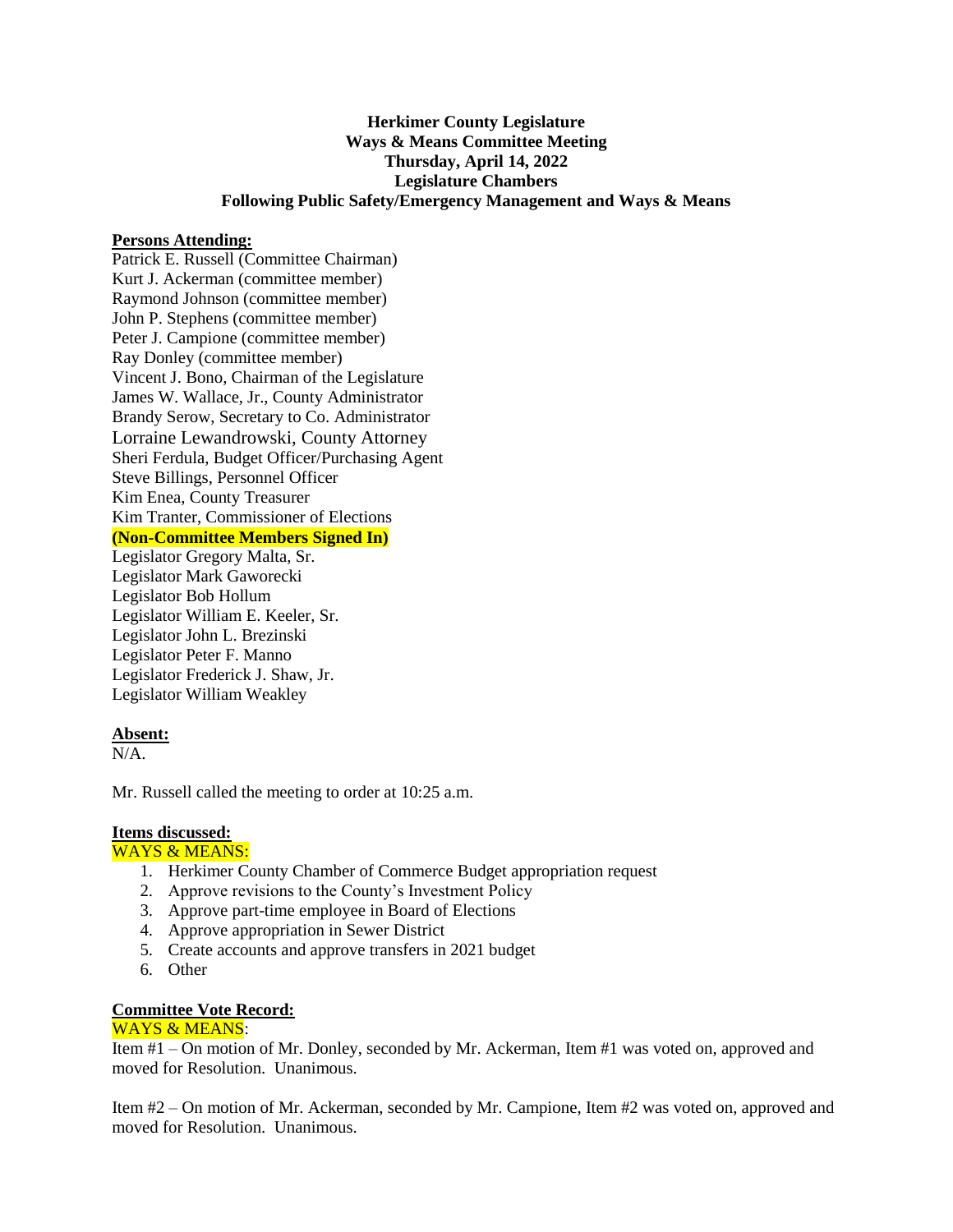**Herkimer County Legislature**
**Ways & Means Committee Meeting**
**Thursday, April 14, 2022**
**Legislature Chambers**
**Following Public Safety/Emergency Management and Ways & Means**

**Persons Attending:**

Patrick E. Russell (Committee Chairman)
Kurt J. Ackerman (committee member)
Raymond Johnson (committee member)
John P. Stephens (committee member)
Peter J. Campione (committee member)
Ray Donley (committee member)
Vincent J. Bono, Chairman of the Legislature
James W. Wallace, Jr., County Administrator
Brandy Serow, Secretary to Co. Administrator
Lorraine Lewandrowski, County Attorney
Sheri Ferdula, Budget Officer/Purchasing Agent
Steve Billings, Personnel Officer
Kim Enea, County Treasurer
Kim Tranter, Commissioner of Elections
**(Non-Committee Members Signed In)**
Legislator Gregory Malta, Sr.
Legislator Mark Gaworecki
Legislator Bob Hollum
Legislator William E. Keeler, Sr.
Legislator John L. Brezinski
Legislator Peter F. Manno
Legislator Frederick J. Shaw, Jr.
Legislator William Weakley

**Absent:**

N/A.

Mr. Russell called the meeting to order at 10:25 a.m.

**Items discussed:**

WAYS & MEANS:

1. Herkimer County Chamber of Commerce Budget appropriation request
2. Approve revisions to the County's Investment Policy
3. Approve part-time employee in Board of Elections
4. Approve appropriation in Sewer District
5. Create accounts and approve transfers in 2021 budget
6. Other

**Committee Vote Record:**

WAYS & MEANS:

Item #1 – On motion of Mr. Donley, seconded by Mr. Ackerman, Item #1 was voted on, approved and moved for Resolution. Unanimous.

Item #2 – On motion of Mr. Ackerman, seconded by Mr. Campione, Item #2 was voted on, approved and moved for Resolution. Unanimous.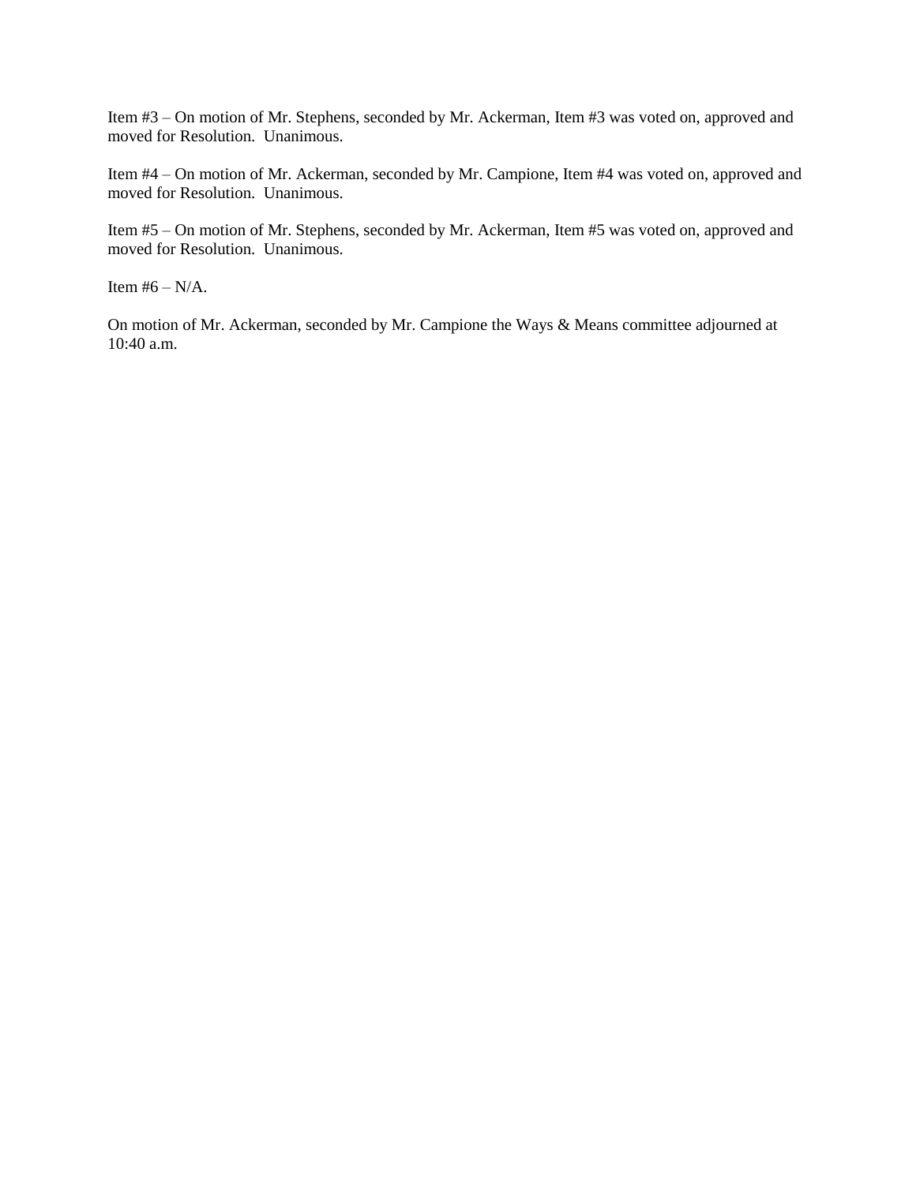Item #3 – On motion of Mr. Stephens, seconded by Mr. Ackerman, Item #3 was voted on, approved and moved for Resolution. Unanimous.

Item #4 – On motion of Mr. Ackerman, seconded by Mr. Campione, Item #4 was voted on, approved and moved for Resolution. Unanimous.

Item #5 – On motion of Mr. Stephens, seconded by Mr. Ackerman, Item #5 was voted on, approved and moved for Resolution. Unanimous.

Item #6 – N/A.

On motion of Mr. Ackerman, seconded by Mr. Campione the Ways & Means committee adjourned at 10:40 a.m.